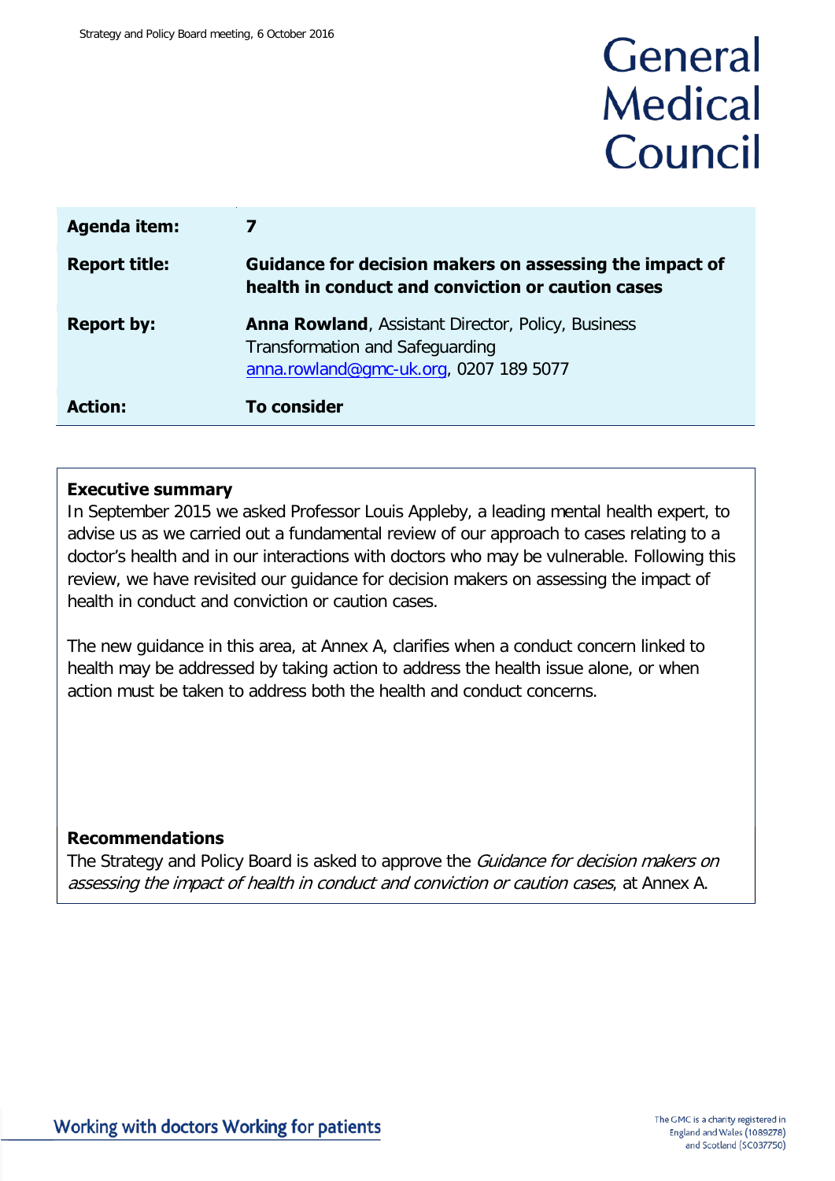# General Medical Council

| | |
|---|---|
| **Agenda item:** | **7** |
| **Report title:** | **Guidance for decision makers on assessing the impact of health in conduct and conviction or caution cases** |
| **Report by:** | **Anna Rowland**, Assistant Director, Policy, Business Transformation and Safeguarding anna.rowland@gmc-uk.org, 0207 189 5077 |
| **Action:** | **To consider** |

**Executive summary**

In September 2015 we asked Professor Louis Appleby, a leading mental health expert, to advise us as we carried out a fundamental review of our approach to cases relating to a doctor's health and in our interactions with doctors who may be vulnerable. Following this review, we have revisited our guidance for decision makers on assessing the impact of health in conduct and conviction or caution cases.

The new guidance in this area, at Annex A, clarifies when a conduct concern linked to health may be addressed by taking action to address the health issue alone, or when action must be taken to address both the health and conduct concerns.

**Recommendations**

The Strategy and Policy Board is asked to approve the *Guidance for decision makers on assessing the impact of health in conduct and conviction or caution cases*, at Annex A.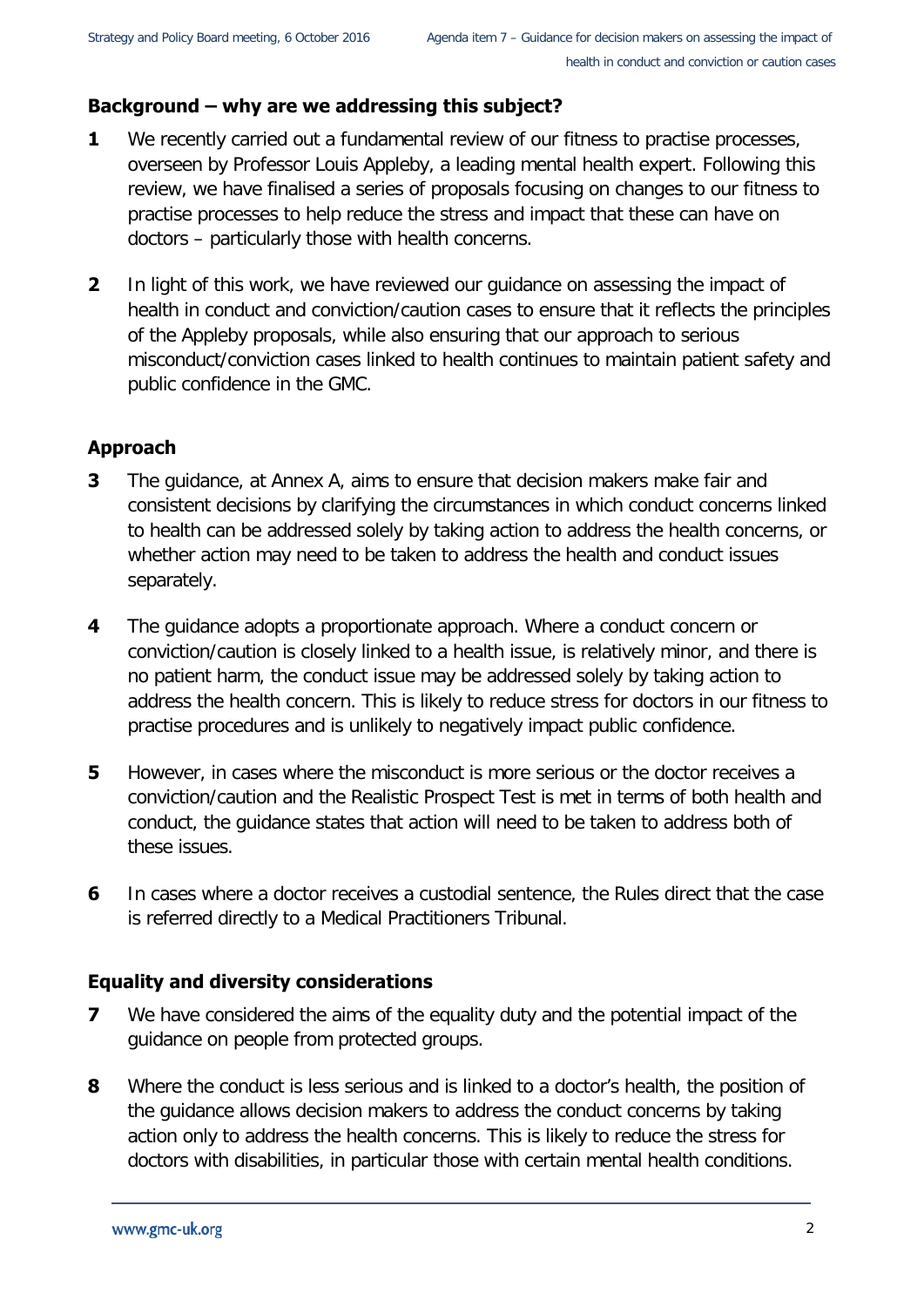## Background – why are we addressing this subject?

**1** We recently carried out a fundamental review of our fitness to practise processes, overseen by Professor Louis Appleby, a leading mental health expert. Following this review, we have finalised a series of proposals focusing on changes to our fitness to practise processes to help reduce the stress and impact that these can have on doctors – particularly those with health concerns.

**2** In light of this work, we have reviewed our guidance on assessing the impact of health in conduct and conviction/caution cases to ensure that it reflects the principles of the Appleby proposals, while also ensuring that our approach to serious misconduct/conviction cases linked to health continues to maintain patient safety and public confidence in the GMC.

## Approach

**3** The guidance, at Annex A, aims to ensure that decision makers make fair and consistent decisions by clarifying the circumstances in which conduct concerns linked to health can be addressed solely by taking action to address the health concerns, or whether action may need to be taken to address the health and conduct issues separately.

**4** The guidance adopts a proportionate approach. Where a conduct concern or conviction/caution is closely linked to a health issue, is relatively minor, and there is no patient harm, the conduct issue may be addressed solely by taking action to address the health concern. This is likely to reduce stress for doctors in our fitness to practise procedures and is unlikely to negatively impact public confidence.

**5** However, in cases where the misconduct is more serious or the doctor receives a conviction/caution and the Realistic Prospect Test is met in terms of both health and conduct, the guidance states that action will need to be taken to address both of these issues.

**6** In cases where a doctor receives a custodial sentence, the Rules direct that the case is referred directly to a Medical Practitioners Tribunal.

## Equality and diversity considerations

**7** We have considered the aims of the equality duty and the potential impact of the guidance on people from protected groups.

**8** Where the conduct is less serious and is linked to a doctor's health, the position of the guidance allows decision makers to address the conduct concerns by taking action only to address the health concerns. This is likely to reduce the stress for doctors with disabilities, in particular those with certain mental health conditions.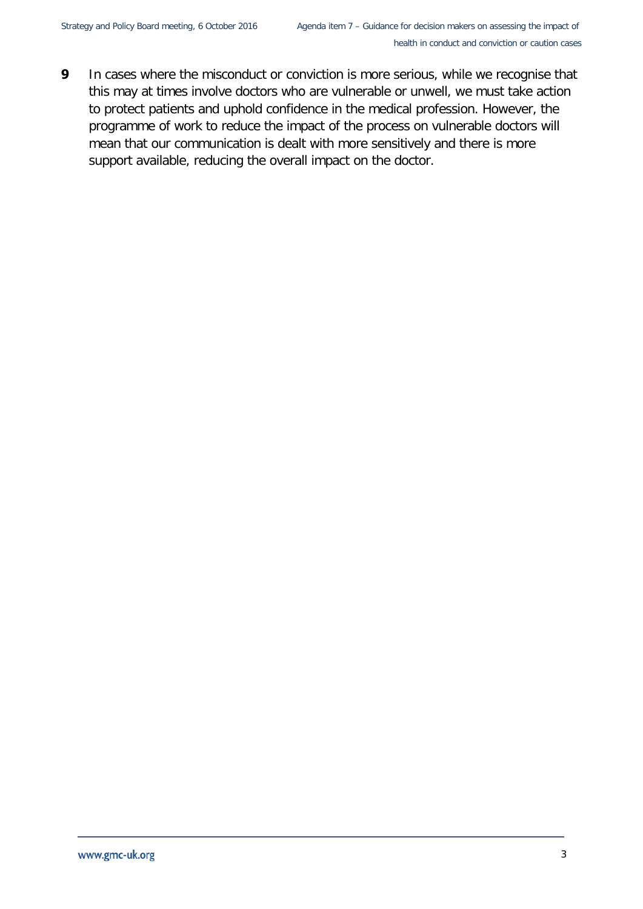**9** In cases where the misconduct or conviction is more serious, while we recognise that this may at times involve doctors who are vulnerable or unwell, we must take action to protect patients and uphold confidence in the medical profession. However, the programme of work to reduce the impact of the process on vulnerable doctors will mean that our communication is dealt with more sensitively and there is more support available, reducing the overall impact on the doctor.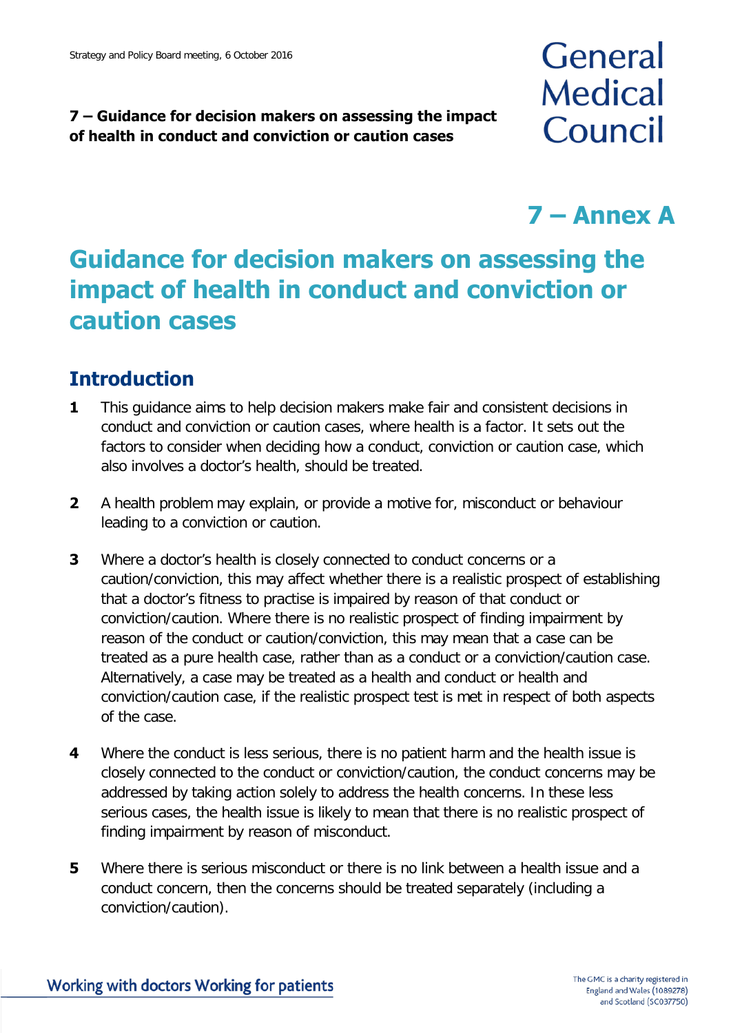**7 – Guidance for decision makers on assessing the impact of health in conduct and conviction or caution cases**

# 7 – Annex A

# Guidance for decision makers on assessing the impact of health in conduct and conviction or caution cases

## Introduction

**1** This guidance aims to help decision makers make fair and consistent decisions in conduct and conviction or caution cases, where health is a factor. It sets out the factors to consider when deciding how a conduct, conviction or caution case, which also involves a doctor's health, should be treated.

**2** A health problem may explain, or provide a motive for, misconduct or behaviour leading to a conviction or caution.

**3** Where a doctor's health is closely connected to conduct concerns or a caution/conviction, this may affect whether there is a realistic prospect of establishing that a doctor's fitness to practise is impaired by reason of that conduct or conviction/caution. Where there is no realistic prospect of finding impairment by reason of the conduct or caution/conviction, this may mean that a case can be treated as a pure health case, rather than as a conduct or a conviction/caution case. Alternatively, a case may be treated as a health and conduct or health and conviction/caution case, if the realistic prospect test is met in respect of both aspects of the case.

**4** Where the conduct is less serious, there is no patient harm and the health issue is closely connected to the conduct or conviction/caution, the conduct concerns may be addressed by taking action solely to address the health concerns. In these less serious cases, the health issue is likely to mean that there is no realistic prospect of finding impairment by reason of misconduct.

**5** Where there is serious misconduct or there is no link between a health issue and a conduct concern, then the concerns should be treated separately (including a conviction/caution).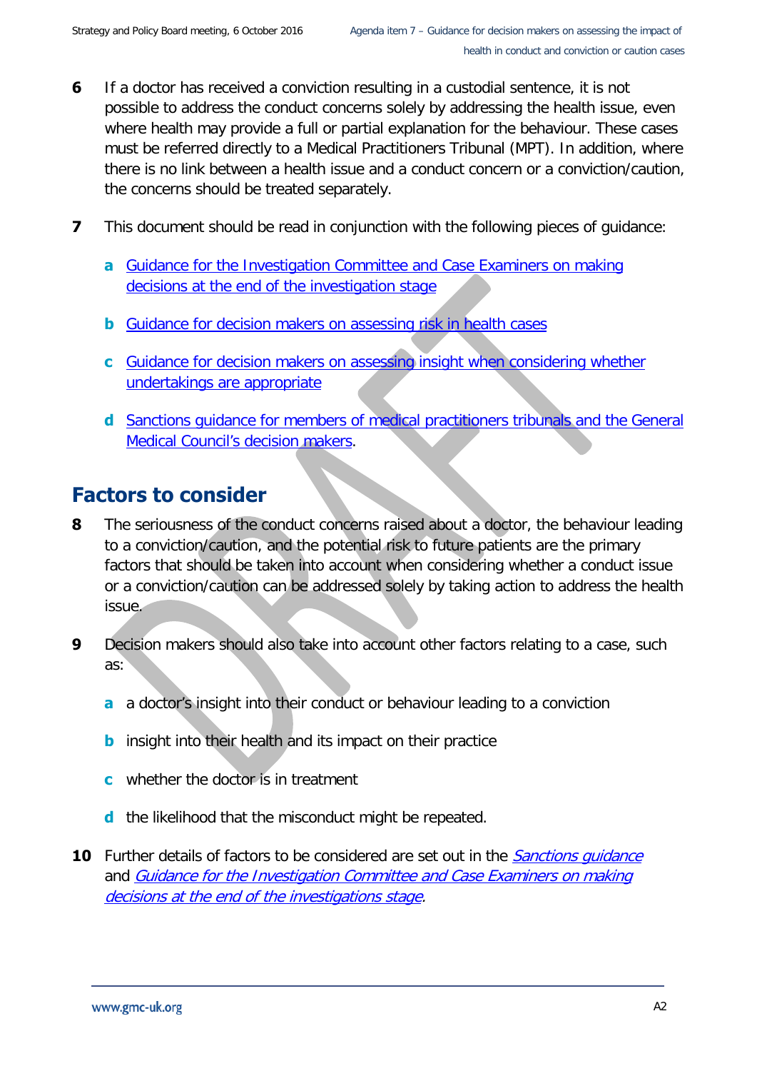6 If a doctor has received a conviction resulting in a custodial sentence, it is not possible to address the conduct concerns solely by addressing the health issue, even where health may provide a full or partial explanation for the behaviour. These cases must be referred directly to a Medical Practitioners Tribunal (MPT). In addition, where there is no link between a health issue and a conduct concern or a conviction/caution, the concerns should be treated separately.

7 This document should be read in conjunction with the following pieces of guidance:

a Guidance for the Investigation Committee and Case Examiners on making decisions at the end of the investigation stage

b Guidance for decision makers on assessing risk in health cases

c Guidance for decision makers on assessing insight when considering whether undertakings are appropriate

d Sanctions guidance for members of medical practitioners tribunals and the General Medical Council's decision makers.

## Factors to consider

8 The seriousness of the conduct concerns raised about a doctor, the behaviour leading to a conviction/caution, and the potential risk to future patients are the primary factors that should be taken into account when considering whether a conduct issue or a conviction/caution can be addressed solely by taking action to address the health issue.

9 Decision makers should also take into account other factors relating to a case, such as:

a a doctor's insight into their conduct or behaviour leading to a conviction

b insight into their health and its impact on their practice

c whether the doctor is in treatment

d the likelihood that the misconduct might be repeated.

10 Further details of factors to be considered are set out in the *Sanctions guidance* and *Guidance for the Investigation Committee and Case Examiners on making decisions at the end of the investigations stage*.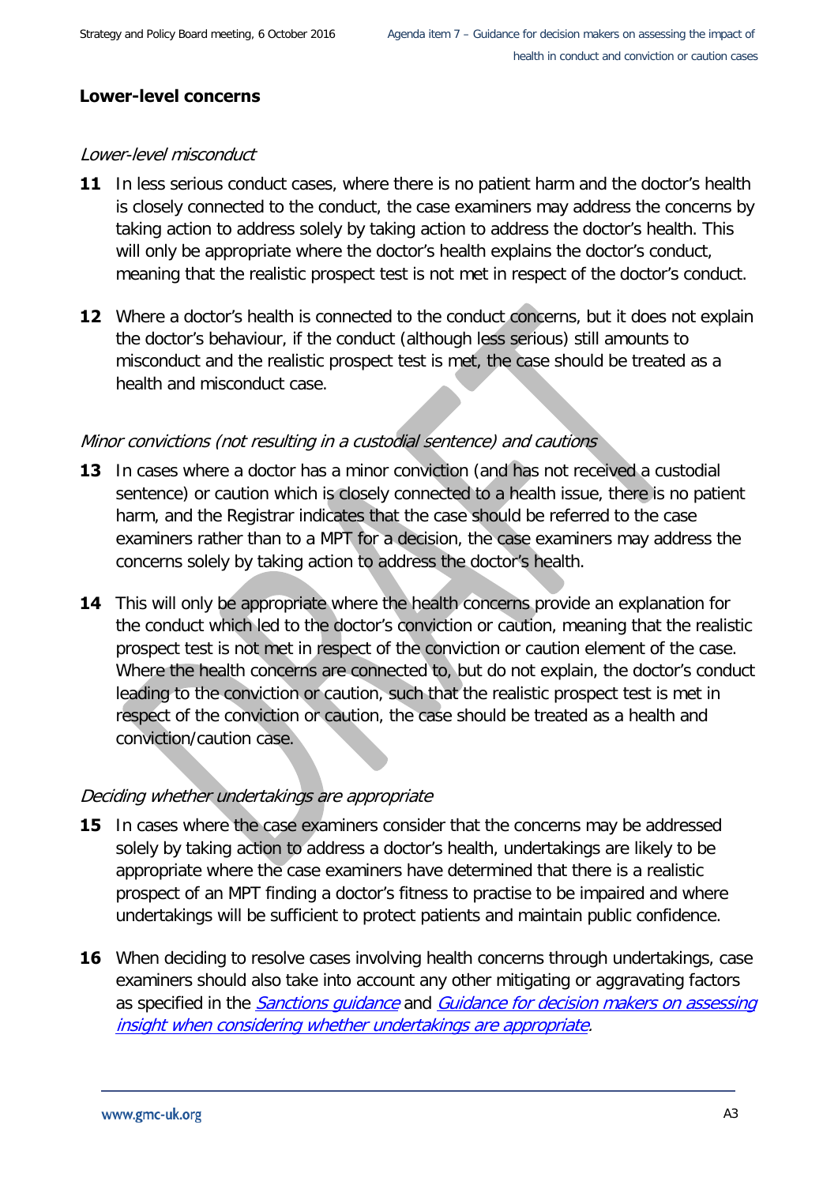## Lower-level concerns

*Lower-level misconduct*

**11** In less serious conduct cases, where there is no patient harm and the doctor's health is closely connected to the conduct, the case examiners may address the concerns by taking action to address solely by taking action to address the doctor's health. This will only be appropriate where the doctor's health explains the doctor's conduct, meaning that the realistic prospect test is not met in respect of the doctor's conduct.

**12** Where a doctor's health is connected to the conduct concerns, but it does not explain the doctor's behaviour, if the conduct (although less serious) still amounts to misconduct and the realistic prospect test is met, the case should be treated as a health and misconduct case.

*Minor convictions (not resulting in a custodial sentence) and cautions*

**13** In cases where a doctor has a minor conviction (and has not received a custodial sentence) or caution which is closely connected to a health issue, there is no patient harm, and the Registrar indicates that the case should be referred to the case examiners rather than to a MPT for a decision, the case examiners may address the concerns solely by taking action to address the doctor's health.

**14** This will only be appropriate where the health concerns provide an explanation for the conduct which led to the doctor's conviction or caution, meaning that the realistic prospect test is not met in respect of the conviction or caution element of the case. Where the health concerns are connected to, but do not explain, the doctor's conduct leading to the conviction or caution, such that the realistic prospect test is met in respect of the conviction or caution, the case should be treated as a health and conviction/caution case.

*Deciding whether undertakings are appropriate*

**15** In cases where the case examiners consider that the concerns may be addressed solely by taking action to address a doctor's health, undertakings are likely to be appropriate where the case examiners have determined that there is a realistic prospect of an MPT finding a doctor's fitness to practise to be impaired and where undertakings will be sufficient to protect patients and maintain public confidence.

**16** When deciding to resolve cases involving health concerns through undertakings, case examiners should also take into account any other mitigating or aggravating factors as specified in the *Sanctions guidance* and *Guidance for decision makers on assessing insight when considering whether undertakings are appropriate*.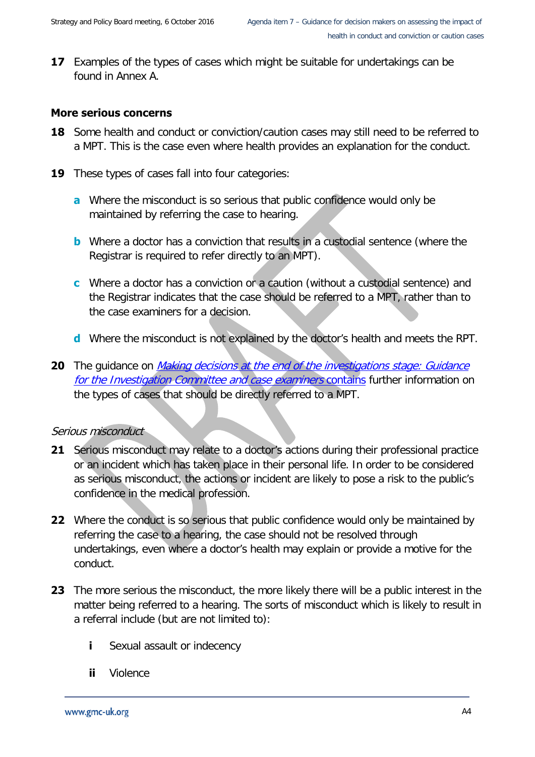**17** Examples of the types of cases which might be suitable for undertakings can be found in Annex A.

**More serious concerns**

**18** Some health and conduct or conviction/caution cases may still need to be referred to a MPT. This is the case even where health provides an explanation for the conduct.

**19** These types of cases fall into four categories:

**a** Where the misconduct is so serious that public confidence would only be maintained by referring the case to hearing.

**b** Where a doctor has a conviction that results in a custodial sentence (where the Registrar is required to refer directly to an MPT).

**c** Where a doctor has a conviction or a caution (without a custodial sentence) and the Registrar indicates that the case should be referred to a MPT, rather than to the case examiners for a decision.

**d** Where the misconduct is not explained by the doctor's health and meets the RPT.

**20** The guidance on *Making decisions at the end of the investigations stage: Guidance for the Investigation Committee and case examiners* contains further information on the types of cases that should be directly referred to a MPT.

*Serious misconduct*

**21** Serious misconduct may relate to a doctor's actions during their professional practice or an incident which has taken place in their personal life. In order to be considered as serious misconduct, the actions or incident are likely to pose a risk to the public's confidence in the medical profession.

**22** Where the conduct is so serious that public confidence would only be maintained by referring the case to a hearing, the case should not be resolved through undertakings, even where a doctor's health may explain or provide a motive for the conduct.

**23** The more serious the misconduct, the more likely there will be a public interest in the matter being referred to a hearing. The sorts of misconduct which is likely to result in a referral include (but are not limited to):

**i** Sexual assault or indecency

**ii** Violence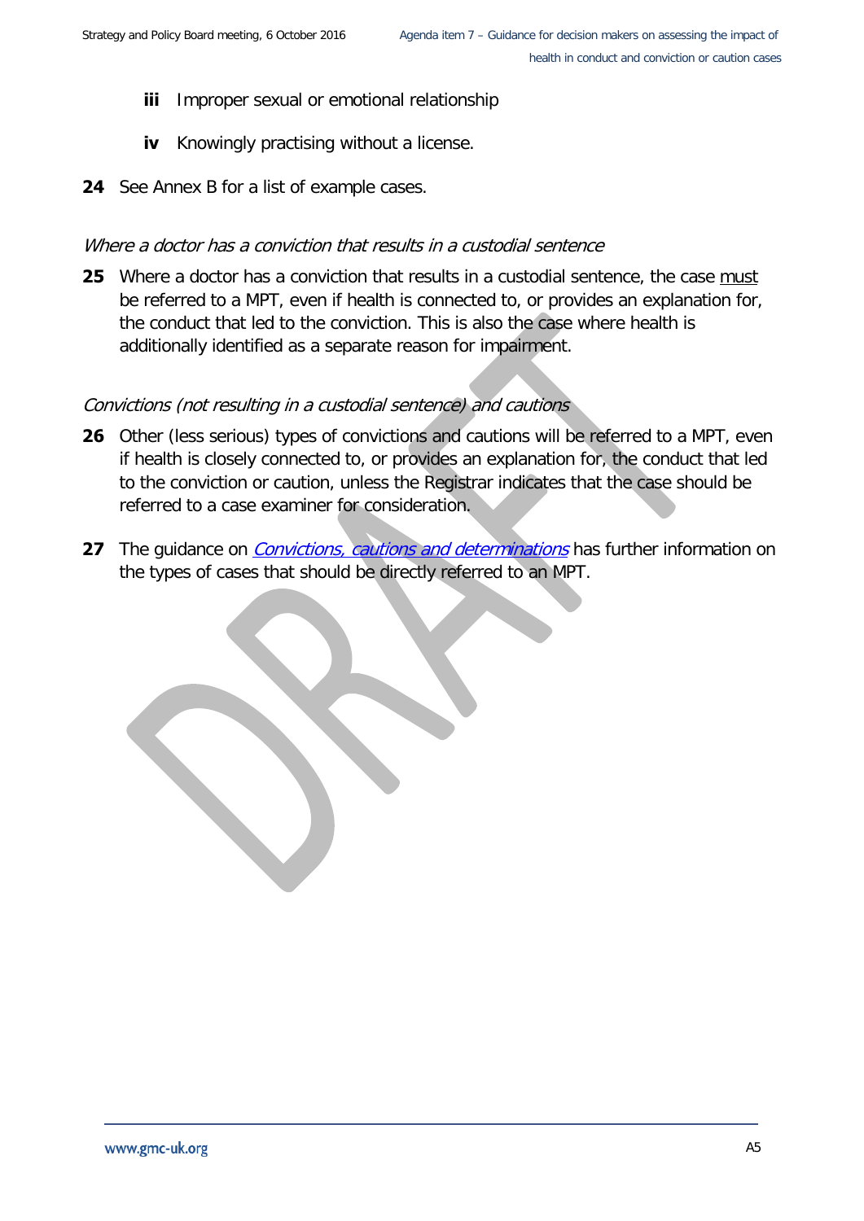iii Improper sexual or emotional relationship

iv Knowingly practising without a license.

**24** See Annex B for a list of example cases.

*Where a doctor has a conviction that results in a custodial sentence*

**25** Where a doctor has a conviction that results in a custodial sentence, the case must be referred to a MPT, even if health is connected to, or provides an explanation for, the conduct that led to the conviction. This is also the case where health is additionally identified as a separate reason for impairment.

*Convictions (not resulting in a custodial sentence) and cautions*

**26** Other (less serious) types of convictions and cautions will be referred to a MPT, even if health is closely connected to, or provides an explanation for, the conduct that led to the conviction or caution, unless the Registrar indicates that the case should be referred to a case examiner for consideration.

**27** The guidance on *Convictions, cautions and determinations* has further information on the types of cases that should be directly referred to an MPT.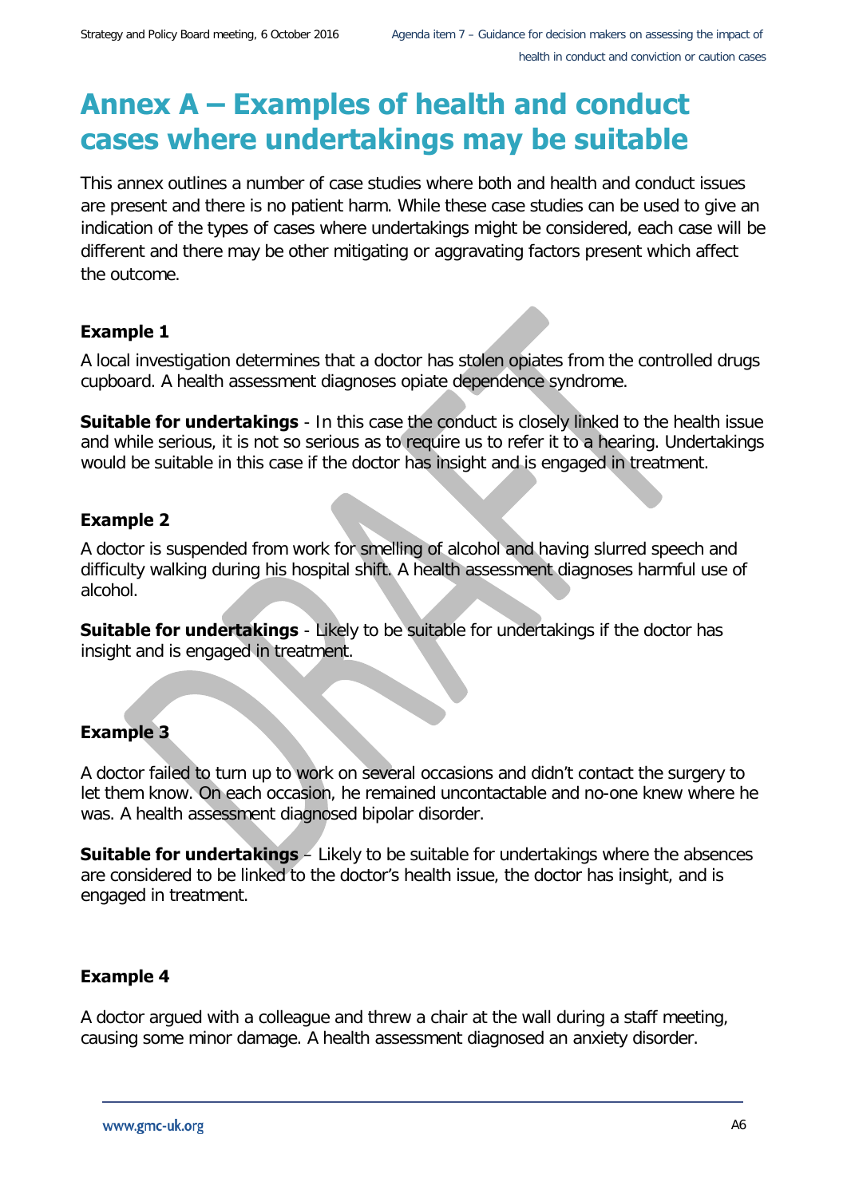# Annex A – Examples of health and conduct cases where undertakings may be suitable

This annex outlines a number of case studies where both and health and conduct issues are present and there is no patient harm. While these case studies can be used to give an indication of the types of cases where undertakings might be considered, each case will be different and there may be other mitigating or aggravating factors present which affect the outcome.

**Example 1**

A local investigation determines that a doctor has stolen opiates from the controlled drugs cupboard. A health assessment diagnoses opiate dependence syndrome.

**Suitable for undertakings** - In this case the conduct is closely linked to the health issue and while serious, it is not so serious as to require us to refer it to a hearing. Undertakings would be suitable in this case if the doctor has insight and is engaged in treatment.

**Example 2**

A doctor is suspended from work for smelling of alcohol and having slurred speech and difficulty walking during his hospital shift. A health assessment diagnoses harmful use of alcohol.

**Suitable for undertakings** - Likely to be suitable for undertakings if the doctor has insight and is engaged in treatment.

**Example 3**

A doctor failed to turn up to work on several occasions and didn't contact the surgery to let them know. On each occasion, he remained uncontactable and no-one knew where he was. A health assessment diagnosed bipolar disorder.

**Suitable for undertakings** – Likely to be suitable for undertakings where the absences are considered to be linked to the doctor's health issue, the doctor has insight, and is engaged in treatment.

**Example 4**

A doctor argued with a colleague and threw a chair at the wall during a staff meeting, causing some minor damage. A health assessment diagnosed an anxiety disorder.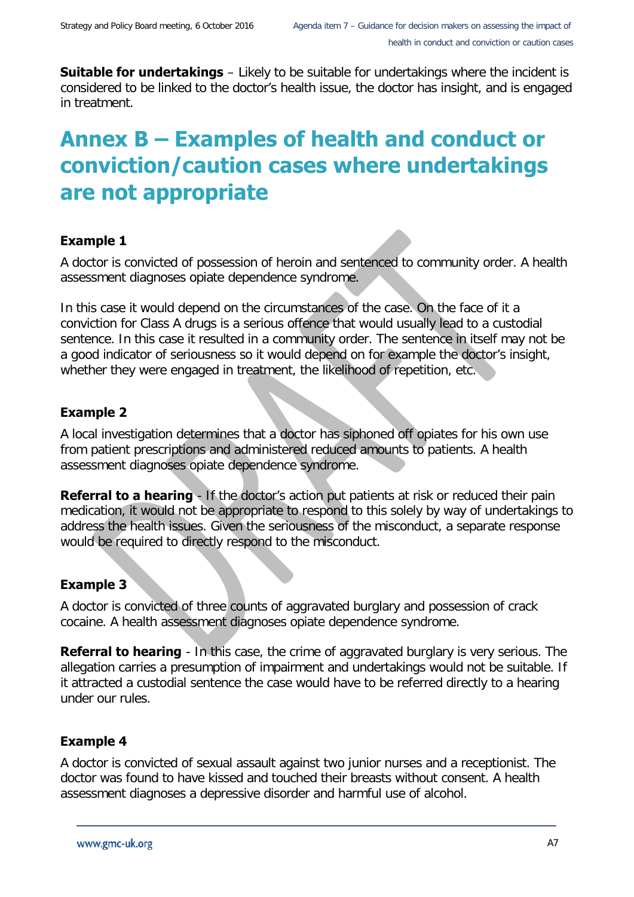**Suitable for undertakings** – Likely to be suitable for undertakings where the incident is considered to be linked to the doctor's health issue, the doctor has insight, and is engaged in treatment.

# Annex B – Examples of health and conduct or conviction/caution cases where undertakings are not appropriate

### Example 1

A doctor is convicted of possession of heroin and sentenced to community order. A health assessment diagnoses opiate dependence syndrome.

In this case it would depend on the circumstances of the case. On the face of it a conviction for Class A drugs is a serious offence that would usually lead to a custodial sentence. In this case it resulted in a community order. The sentence in itself may not be a good indicator of seriousness so it would depend on for example the doctor's insight, whether they were engaged in treatment, the likelihood of repetition, etc.

### Example 2

A local investigation determines that a doctor has siphoned off opiates for his own use from patient prescriptions and administered reduced amounts to patients. A health assessment diagnoses opiate dependence syndrome.

**Referral to a hearing** - If the doctor's action put patients at risk or reduced their pain medication, it would not be appropriate to respond to this solely by way of undertakings to address the health issues. Given the seriousness of the misconduct, a separate response would be required to directly respond to the misconduct.

### Example 3

A doctor is convicted of three counts of aggravated burglary and possession of crack cocaine. A health assessment diagnoses opiate dependence syndrome.

**Referral to hearing** - In this case, the crime of aggravated burglary is very serious. The allegation carries a presumption of impairment and undertakings would not be suitable. If it attracted a custodial sentence the case would have to be referred directly to a hearing under our rules.

### Example 4

A doctor is convicted of sexual assault against two junior nurses and a receptionist. The doctor was found to have kissed and touched their breasts without consent. A health assessment diagnoses a depressive disorder and harmful use of alcohol.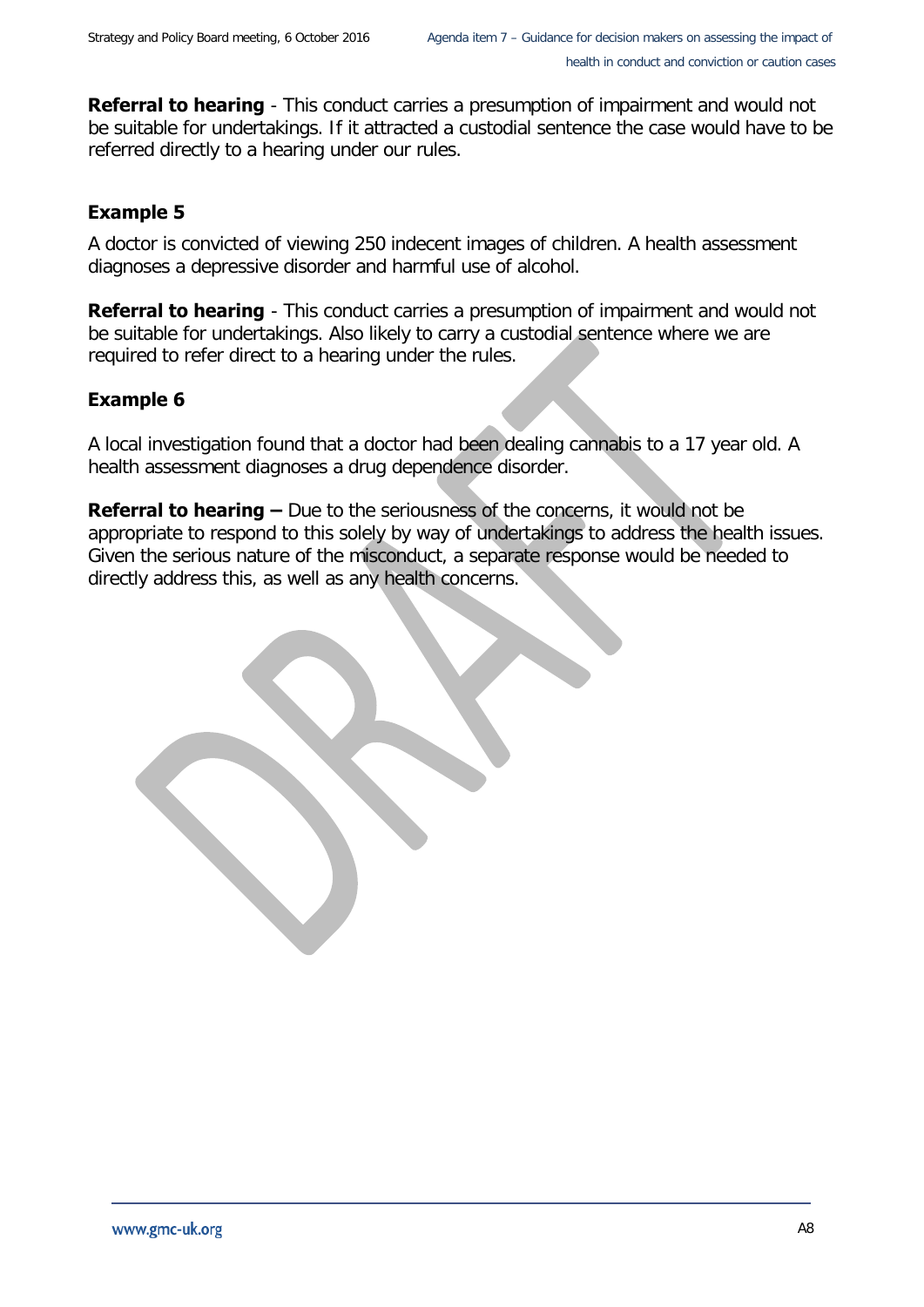**Referral to hearing** - This conduct carries a presumption of impairment and would not be suitable for undertakings. If it attracted a custodial sentence the case would have to be referred directly to a hearing under our rules.

### Example 5

A doctor is convicted of viewing 250 indecent images of children. A health assessment diagnoses a depressive disorder and harmful use of alcohol.

**Referral to hearing** - This conduct carries a presumption of impairment and would not be suitable for undertakings. Also likely to carry a custodial sentence where we are required to refer direct to a hearing under the rules.

### Example 6

A local investigation found that a doctor had been dealing cannabis to a 17 year old. A health assessment diagnoses a drug dependence disorder.

**Referral to hearing –** Due to the seriousness of the concerns, it would not be appropriate to respond to this solely by way of undertakings to address the health issues. Given the serious nature of the misconduct, a separate response would be needed to directly address this, as well as any health concerns.